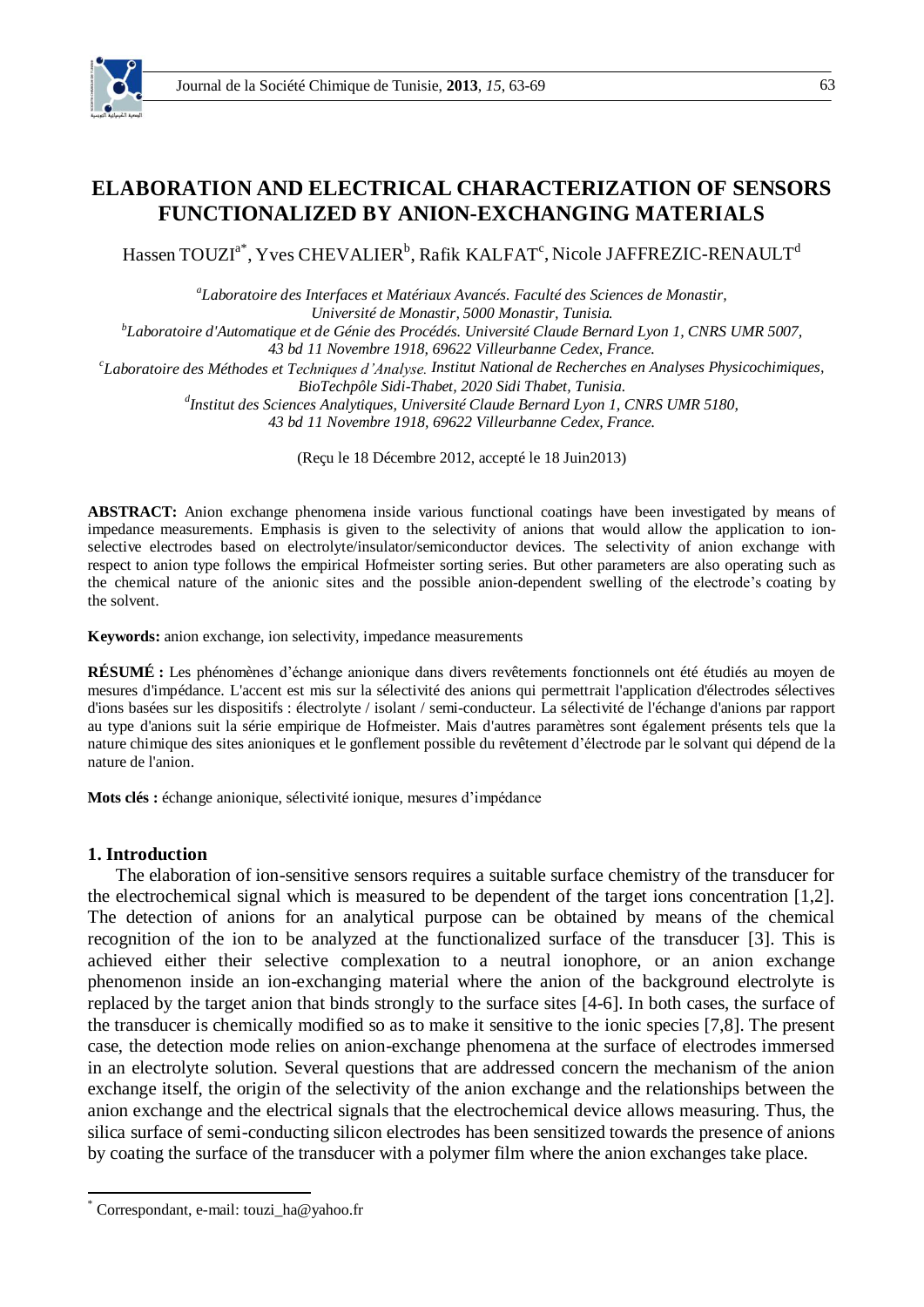# ELABORATION AND ELECTRICAL CHARACTERIZATION OF SENSORS FUNCTIONALIZED BY ANION-EXCHANGING MATERIALS

Hassen TOUZI[a*], Yves CHEVALIER[b], Rafik KALFAT[c], Nicole JAFFREZIC-RENAULT[d]

[a]*Laboratoire des Interfaces et Matériaux Avancés. Faculté des Sciences de Monastir, Université de Monastir, 5000 Monastir, Tunisia.*

[b]*Laboratoire d'Automatique et de Génie des Procédés. Université Claude Bernard Lyon 1, CNRS UMR 5007, 43 bd 11 Novembre 1918, 69622 Villeurbanne Cedex, France.*

[c]*Laboratoire des Méthodes et Techniques d'Analyse. Institut National de Recherches en Analyses Physicochimiques, BioTechpôle Sidi-Thabet, 2020 Sidi Thabet, Tunisia.*

[d]*Institut des Sciences Analytiques, Université Claude Bernard Lyon 1, CNRS UMR 5180, 43 bd 11 Novembre 1918, 69622 Villeurbanne Cedex, France.*

(Reçu le 18 Décembre 2012, accepté le 18 Juin2013)

**ABSTRACT:** Anion exchange phenomena inside various functional coatings have been investigated by means of impedance measurements. Emphasis is given to the selectivity of anions that would allow the application to ion-selective electrodes based on electrolyte/insulator/semiconductor devices. The selectivity of anion exchange with respect to anion type follows the empirical Hofmeister sorting series. But other parameters are also operating such as the chemical nature of the anionic sites and the possible anion-dependent swelling of the electrode's coating by the solvent.

**Keywords:** anion exchange, ion selectivity, impedance measurements

**RÉSUMÉ :** Les phénomènes d'échange anionique dans divers revêtements fonctionnels ont été étudiés au moyen de mesures d'impédance. L'accent est mis sur la sélectivité des anions qui permettrait l'application d'électrodes sélectives d'ions basées sur les dispositifs : électrolyte / isolant / semi-conducteur. La sélectivité de l'échange d'anions par rapport au type d'anions suit la série empirique de Hofmeister. Mais d'autres paramètres sont également présents tels que la nature chimique des sites anioniques et le gonflement possible du revêtement d'électrode par le solvant qui dépend de la nature de l'anion.

**Mots clés :** échange anionique, sélectivité ionique, mesures d'impédance

## 1. Introduction

The elaboration of ion-sensitive sensors requires a suitable surface chemistry of the transducer for the electrochemical signal which is measured to be dependent of the target ions concentration [1,2]. The detection of anions for an analytical purpose can be obtained by means of the chemical recognition of the ion to be analyzed at the functionalized surface of the transducer [3]. This is achieved either their selective complexation to a neutral ionophore, or an anion exchange phenomenon inside an ion-exchanging material where the anion of the background electrolyte is replaced by the target anion that binds strongly to the surface sites [4-6]. In both cases, the surface of the transducer is chemically modified so as to make it sensitive to the ionic species [7,8]. The present case, the detection mode relies on anion-exchange phenomena at the surface of electrodes immersed in an electrolyte solution. Several questions that are addressed concern the mechanism of the anion exchange itself, the origin of the selectivity of the anion exchange and the relationships between the anion exchange and the electrical signals that the electrochemical device allows measuring. Thus, the silica surface of semi-conducting silicon electrodes has been sensitized towards the presence of anions by coating the surface of the transducer with a polymer film where the anion exchanges take place.

[*] Correspondant, e-mail: touzi_ha@yahoo.fr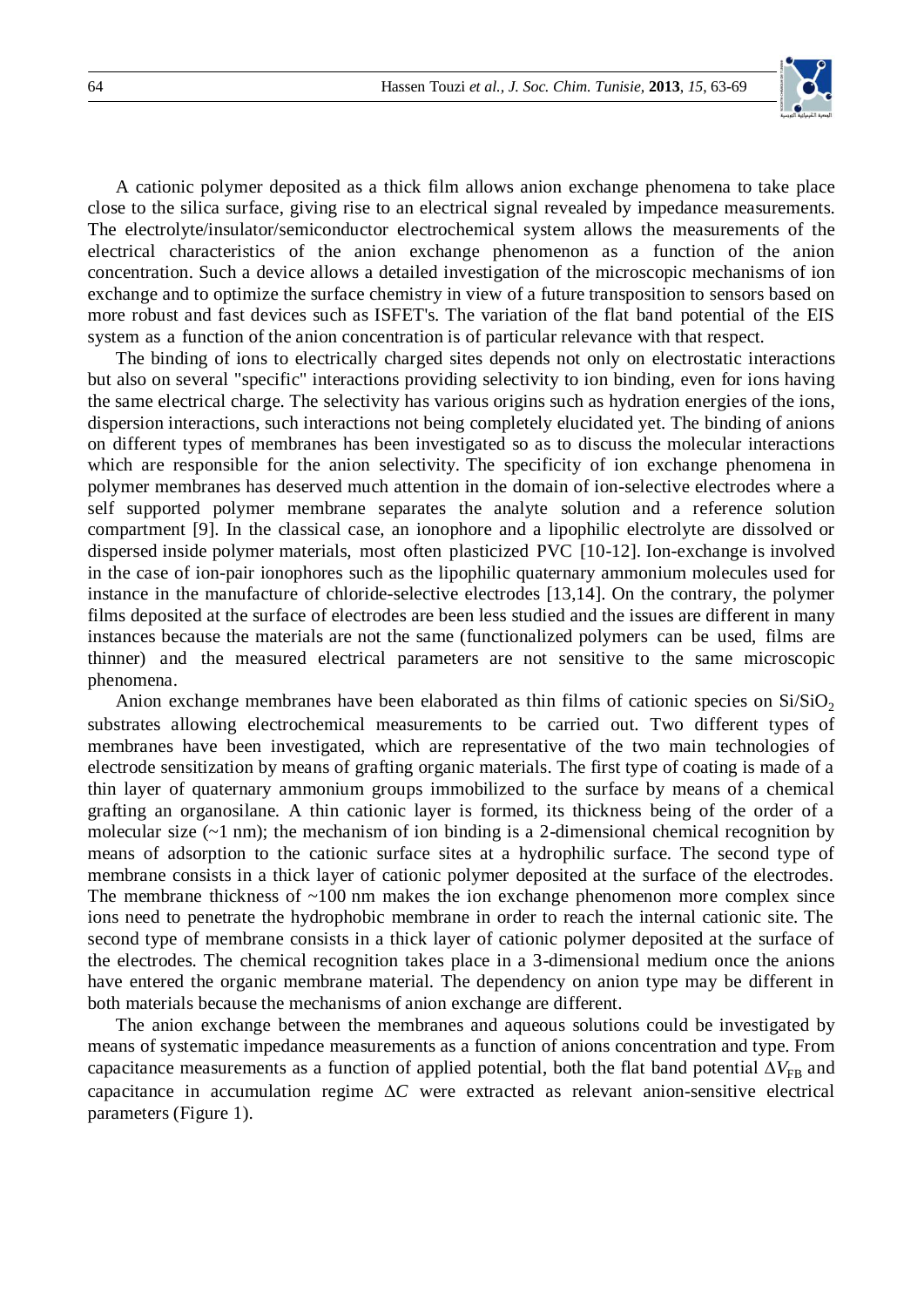A cationic polymer deposited as a thick film allows anion exchange phenomena to take place close to the silica surface, giving rise to an electrical signal revealed by impedance measurements. The electrolyte/insulator/semiconductor electrochemical system allows the measurements of the electrical characteristics of the anion exchange phenomenon as a function of the anion concentration. Such a device allows a detailed investigation of the microscopic mechanisms of ion exchange and to optimize the surface chemistry in view of a future transposition to sensors based on more robust and fast devices such as ISFET's. The variation of the flat band potential of the EIS system as a function of the anion concentration is of particular relevance with that respect.

The binding of ions to electrically charged sites depends not only on electrostatic interactions but also on several "specific" interactions providing selectivity to ion binding, even for ions having the same electrical charge. The selectivity has various origins such as hydration energies of the ions, dispersion interactions, such interactions not being completely elucidated yet. The binding of anions on different types of membranes has been investigated so as to discuss the molecular interactions which are responsible for the anion selectivity. The specificity of ion exchange phenomena in polymer membranes has deserved much attention in the domain of ion-selective electrodes where a self supported polymer membrane separates the analyte solution and a reference solution compartment [9]. In the classical case, an ionophore and a lipophilic electrolyte are dissolved or dispersed inside polymer materials, most often plasticized PVC [10-12]. Ion-exchange is involved in the case of ion-pair ionophores such as the lipophilic quaternary ammonium molecules used for instance in the manufacture of chloride-selective electrodes [13,14]. On the contrary, the polymer films deposited at the surface of electrodes are been less studied and the issues are different in many instances because the materials are not the same (functionalized polymers can be used, films are thinner) and the measured electrical parameters are not sensitive to the same microscopic phenomena.

Anion exchange membranes have been elaborated as thin films of cationic species on $Si/SiO_2$ substrates allowing electrochemical measurements to be carried out. Two different types of membranes have been investigated, which are representative of the two main technologies of electrode sensitization by means of grafting organic materials. The first type of coating is made of a thin layer of quaternary ammonium groups immobilized to the surface by means of a chemical grafting an organosilane. A thin cationic layer is formed, its thickness being of the order of a molecular size (~1 nm); the mechanism of ion binding is a 2-dimensional chemical recognition by means of adsorption to the cationic surface sites at a hydrophilic surface. The second type of membrane consists in a thick layer of cationic polymer deposited at the surface of the electrodes. The membrane thickness of ~100 nm makes the ion exchange phenomenon more complex since ions need to penetrate the hydrophobic membrane in order to reach the internal cationic site. The second type of membrane consists in a thick layer of cationic polymer deposited at the surface of the electrodes. The chemical recognition takes place in a 3-dimensional medium once the anions have entered the organic membrane material. The dependency on anion type may be different in both materials because the mechanisms of anion exchange are different.

The anion exchange between the membranes and aqueous solutions could be investigated by means of systematic impedance measurements as a function of anions concentration and type. From capacitance measurements as a function of applied potential, both the flat band potential $\Delta V_{FB}$ and capacitance in accumulation regime $\Delta C$ were extracted as relevant anion-sensitive electrical parameters (Figure 1).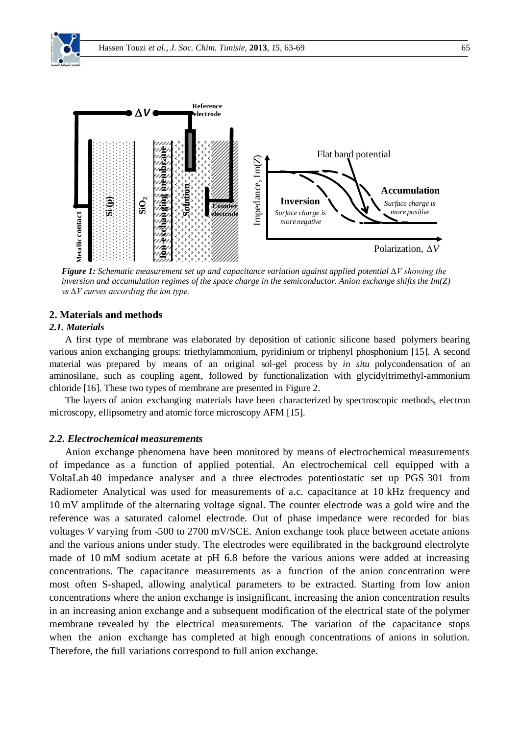*Figure 1: Schematic measurement set up and capacitance variation against applied potential* $\Delta V$ *showing the inversion and accumulation regimes of the space charge in the semiconductor. Anion exchange shifts the Im(Z) vs* $\Delta V$ *curves according the ion type.*

## 2. Materials and methods

### *2.1. Materials*

A first type of membrane was elaborated by deposition of cationic silicone based polymers bearing various anion exchanging groups: triethylammonium, pyridinium or triphenyl phosphonium [15]. A second material was prepared by means of an original sol-gel process by *in situ* polycondensation of an aminosilane, such as coupling agent, followed by functionalization with glycidyltrimethyl-ammonium chloride [16]. These two types of membrane are presented in Figure 2.

The layers of anion exchanging materials have been characterized by spectroscopic methods, electron microscopy, ellipsometry and atomic force microscopy AFM [15].

### *2.2. Electrochemical measurements*

Anion exchange phenomena have been monitored by means of electrochemical measurements of impedance as a function of applied potential. An electrochemical cell equipped with a VoltaLab 40 impedance analyser and a three electrodes potentiostatic set up PGS 301 from Radiometer Analytical was used for measurements of a.c. capacitance at 10 kHz frequency and 10 mV amplitude of the alternating voltage signal. The counter electrode was a gold wire and the reference was a saturated calomel electrode. Out of phase impedance were recorded for bias voltages *V* varying from -500 to 2700 mV/SCE. Anion exchange took place between acetate anions and the various anions under study. The electrodes were equilibrated in the background electrolyte made of 10 mM sodium acetate at pH 6.8 before the various anions were added at increasing concentrations. The capacitance measurements as a function of the anion concentration were most often S-shaped, allowing analytical parameters to be extracted. Starting from low anion concentrations where the anion exchange is insignificant, increasing the anion concentration results in an increasing anion exchange and a subsequent modification of the electrical state of the polymer membrane revealed by the electrical measurements. The variation of the capacitance stops when the anion exchange has completed at high enough concentrations of anions in solution. Therefore, the full variations correspond to full anion exchange.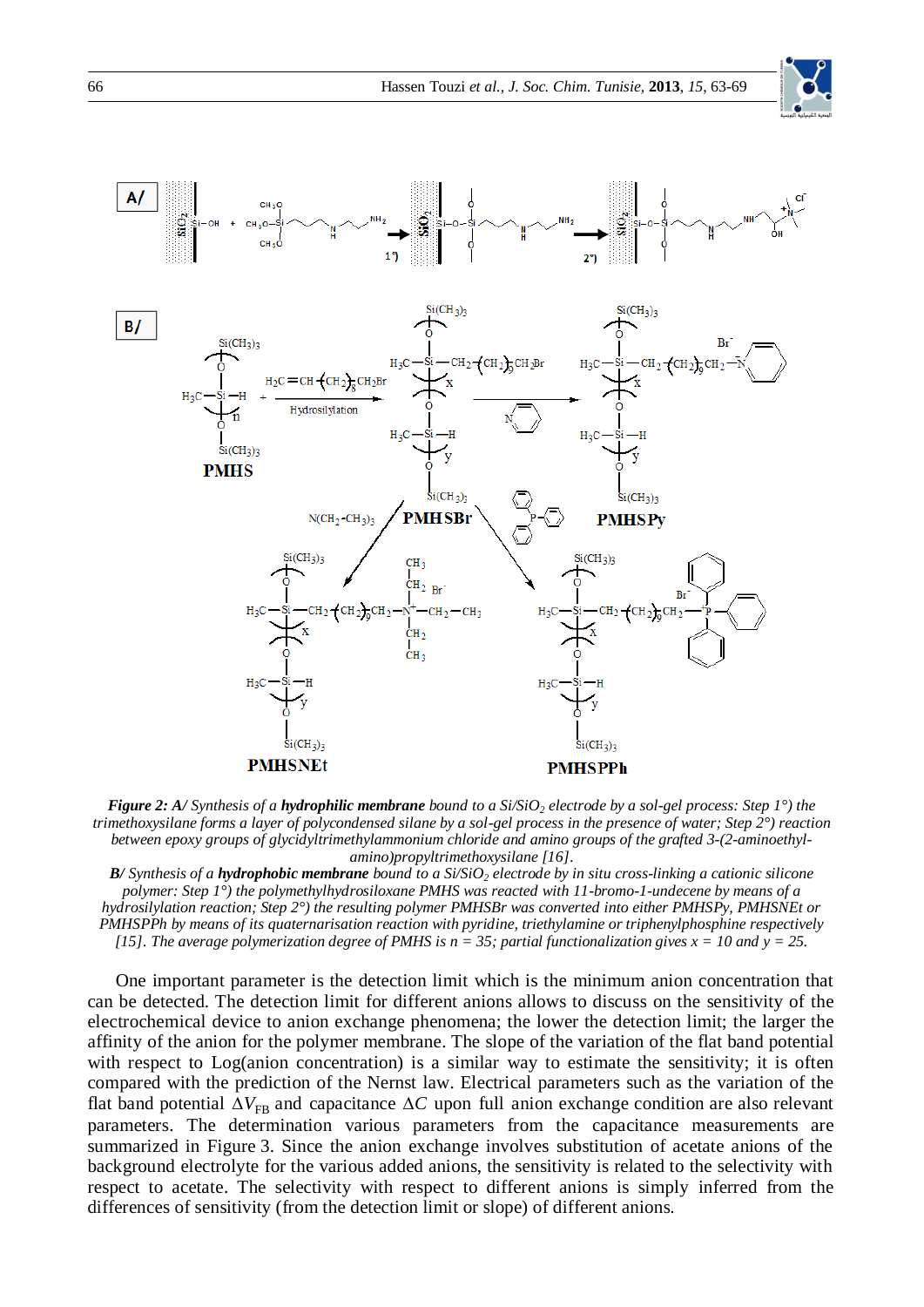***Figure 2: A/*** *Synthesis of a* ***hydrophilic membrane*** *bound to a Si/SiO$_2$ electrode by a sol-gel process: Step 1°) the trimethoxysilane forms a layer of polycondensed silane by a sol-gel process in the presence of water; Step 2°) reaction between epoxy groups of glycidyltrimethylammonium chloride and amino groups of the grafted 3-(2-aminoethyl-amino)propyltrimethoxysilane [16].*

***B/*** *Synthesis of a* ***hydrophobic membrane*** *bound to a Si/SiO$_2$ electrode by in situ cross-linking a cationic silicone polymer: Step 1°) the polymethylhydrosiloxane PMHS was reacted with 11-bromo-1-undecene by means of a hydrosilylation reaction; Step 2°) the resulting polymer PMHSBr was converted into either PMHSPy, PMHSNEt or PMHSPPh by means of its quaternarisation reaction with pyridine, triethylamine or triphenylphosphine respectively [15]. The average polymerization degree of PMHS is n = 35; partial functionalization gives x = 10 and y = 25.*

One important parameter is the detection limit which is the minimum anion concentration that can be detected. The detection limit for different anions allows to discuss on the sensitivity of the electrochemical device to anion exchange phenomena; the lower the detection limit; the larger the affinity of the anion for the polymer membrane. The slope of the variation of the flat band potential with respect to Log(anion concentration) is a similar way to estimate the sensitivity; it is often compared with the prediction of the Nernst law. Electrical parameters such as the variation of the flat band potential $\Delta V_{FB}$ and capacitance $\Delta C$ upon full anion exchange condition are also relevant parameters. The determination various parameters from the capacitance measurements are summarized in Figure 3. Since the anion exchange involves substitution of acetate anions of the background electrolyte for the various added anions, the sensitivity is related to the selectivity with respect to acetate. The selectivity with respect to different anions is simply inferred from the differences of sensitivity (from the detection limit or slope) of different anions.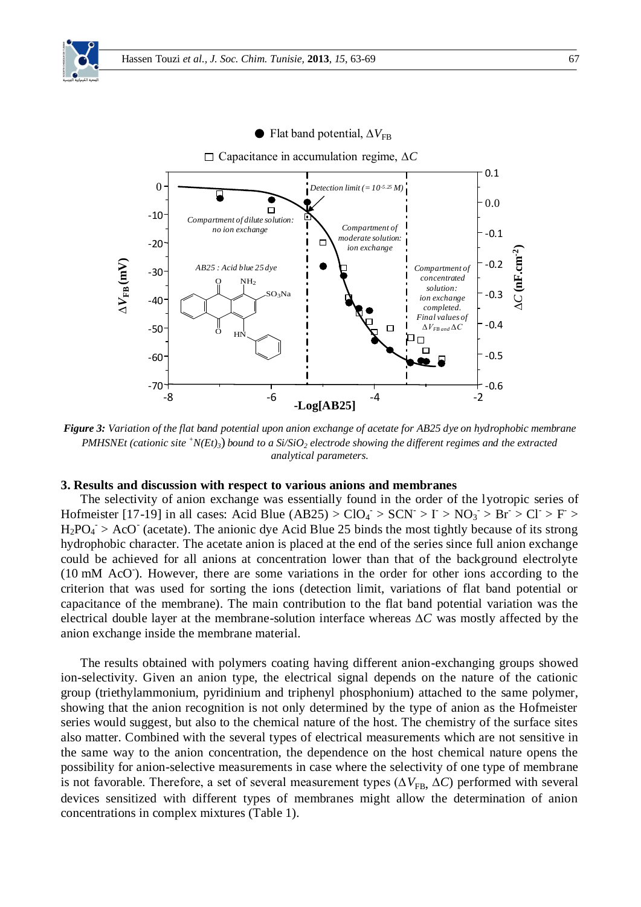**Figure 3:** *Variation of the flat band potential upon anion exchange of acetate for AB25 dye on hydrophobic membrane PMHSNEt (cationic site $^{+}N(Et)_3$) bound to a $Si/SiO_2$ electrode showing the different regimes and the extracted analytical parameters.*

### 3. Results and discussion with respect to various anions and membranes

The selectivity of anion exchange was essentially found in the order of the lyotropic series of Hofmeister [17-19] in all cases: Acid Blue (AB25) > $ClO_4^-$ > $SCN^-$ > $I^-$ > $NO_3^-$ > $Br^-$ > $Cl^-$ > $F^-$ > $H_2PO_4^-$ > $AcO^-$ (acetate). The anionic dye Acid Blue 25 binds the most tightly because of its strong hydrophobic character. The acetate anion is placed at the end of the series since full anion exchange could be achieved for all anions at concentration lower than that of the background electrolyte (10 mM $AcO^-$). However, there are some variations in the order for other ions according to the criterion that was used for sorting the ions (detection limit, variations of flat band potential or capacitance of the membrane). The main contribution to the flat band potential variation was the electrical double layer at the membrane-solution interface whereas $\Delta C$ was mostly affected by the anion exchange inside the membrane material.

The results obtained with polymers coating having different anion-exchanging groups showed ion-selectivity. Given an anion type, the electrical signal depends on the nature of the cationic group (triethylammonium, pyridinium and triphenyl phosphonium) attached to the same polymer, showing that the anion recognition is not only determined by the type of anion as the Hofmeister series would suggest, but also to the chemical nature of the host. The chemistry of the surface sites also matter. Combined with the several types of electrical measurements which are not sensitive in the same way to the anion concentration, the dependence on the host chemical nature opens the possibility for anion-selective measurements in case where the selectivity of one type of membrane is not favorable. Therefore, a set of several measurement types ($\Delta V_{FB}$, $\Delta C$) performed with several devices sensitized with different types of membranes might allow the determination of anion concentrations in complex mixtures (Table 1).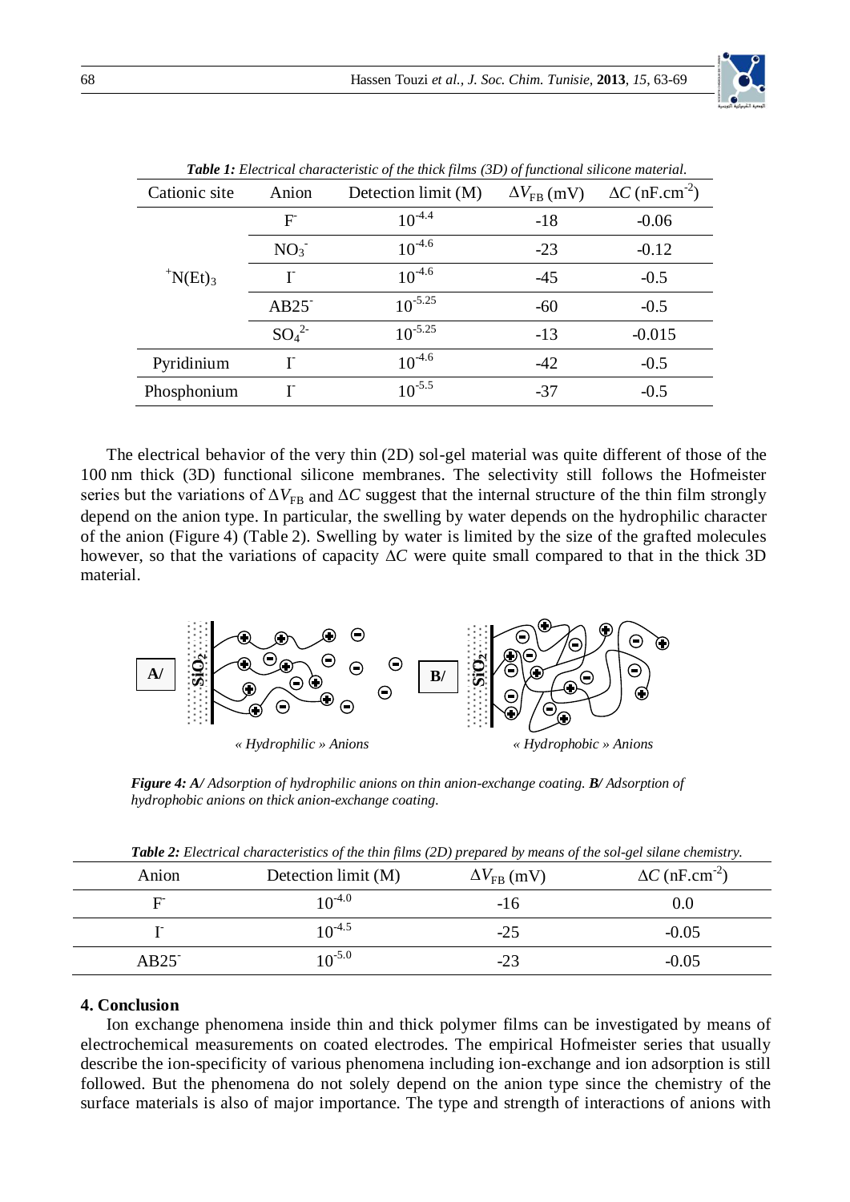*Table 1: Electrical characteristic of the thick films (3D) of functional silicone material.*

| Cationic site | Anion | Detection limit (M) | $\Delta V_{FB}$ (mV) | $\Delta C$ (nF.cm$^{-2}$) |
|---|---|---|---|---|
| $^{+}N(Et)_3$ | $F^-$ | $10^{-4.4}$ | -18 | -0.06 |
| | $NO_3^-$ | $10^{-4.6}$ | -23 | -0.12 |
| | $I^-$ | $10^{-4.6}$ | -45 | -0.5 |
| | $AB25^-$ | $10^{-5.25}$ | -60 | -0.5 |
| | $SO_4^{2-}$ | $10^{-5.25}$ | -13 | -0.015 |
| Pyridinium | $I^-$ | $10^{-4.6}$ | -42 | -0.5 |
| Phosphonium | $I^-$ | $10^{-5.5}$ | -37 | -0.5 |

The electrical behavior of the very thin (2D) sol-gel material was quite different of those of the 100 nm thick (3D) functional silicone membranes. The selectivity still follows the Hofmeister series but the variations of $\Delta V_{FB}$ and $\Delta C$ suggest that the internal structure of the thin film strongly depend on the anion type. In particular, the swelling by water depends on the hydrophilic character of the anion (Figure 4) (Table 2). Swelling by water is limited by the size of the grafted molecules however, so that the variations of capacity $\Delta C$ were quite small compared to that in the thick 3D material.

« Hydrophilic » Anions « Hydrophobic » Anions

***Figure 4:*** ***A/*** *Adsorption of hydrophilic anions on thin anion-exchange coating.* ***B/*** *Adsorption of hydrophobic anions on thick anion-exchange coating.*

*Table 2: Electrical characteristics of the thin films (2D) prepared by means of the sol-gel silane chemistry.*

| Anion | Detection limit (M) | $\Delta V_{FB}$ (mV) | $\Delta C$ (nF.cm$^{-2}$) |
|---|---|---|---|
| $F^-$ | $10^{-4.0}$ | -16 | 0.0 |
| $I^-$ | $10^{-4.5}$ | -25 | -0.05 |
| $AB25^-$ | $10^{-5.0}$ | -23 | -0.05 |

## 4. Conclusion

Ion exchange phenomena inside thin and thick polymer films can be investigated by means of electrochemical measurements on coated electrodes. The empirical Hofmeister series that usually describe the ion-specificity of various phenomena including ion-exchange and ion adsorption is still followed. But the phenomena do not solely depend on the anion type since the chemistry of the surface materials is also of major importance. The type and strength of interactions of anions with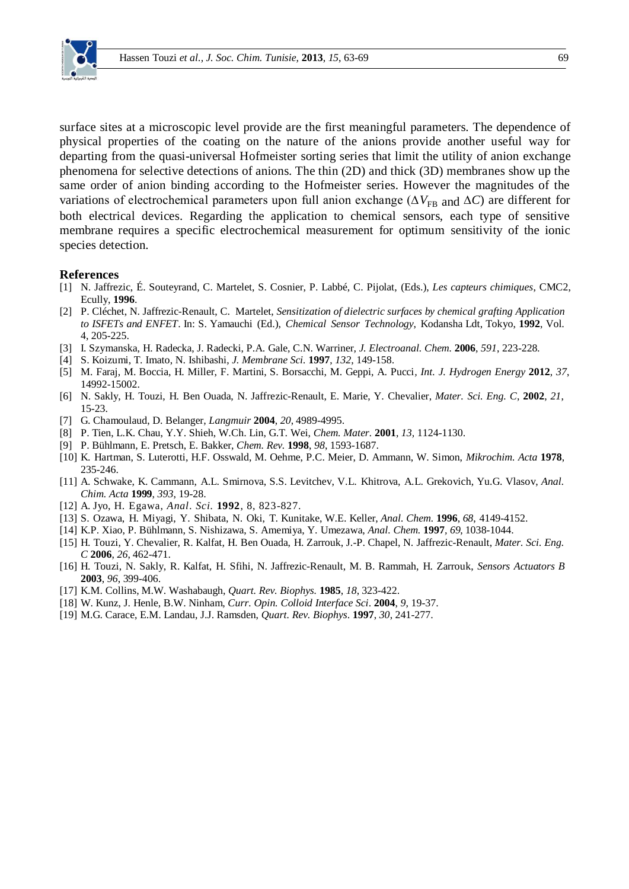surface sites at a microscopic level provide are the first meaningful parameters. The dependence of physical properties of the coating on the nature of the anions provide another useful way for departing from the quasi-universal Hofmeister sorting series that limit the utility of anion exchange phenomena for selective detections of anions. The thin (2D) and thick (3D) membranes show up the same order of anion binding according to the Hofmeister series. However the magnitudes of the variations of electrochemical parameters upon full anion exchange ($\Delta V_{FB}$ and $\Delta C$) are different for both electrical devices. Regarding the application to chemical sensors, each type of sensitive membrane requires a specific electrochemical measurement for optimum sensitivity of the ionic species detection.

## References

[1] N. Jaffrezic, É. Souteyrand, C. Martelet, S. Cosnier, P. Labbé, C. Pijolat, (Eds.), *Les capteurs chimiques*, CMC2, Ecully, **1996**.

[2] P. Cléchet, N. Jaffrezic-Renault, C. Martelet, *Sensitization of dielectric surfaces by chemical grafting Application to ISFETs and ENFET*. In: S. Yamauchi (Ed.), *Chemical Sensor Technology*, Kodansha Ldt, Tokyo, **1992**, Vol. 4, 205-225.

[3] I. Szymanska, H. Radecka, J. Radecki, P.A. Gale, C.N. Warriner, *J. Electroanal. Chem.* **2006**, *591*, 223-228.

[4] S. Koizumi, T. Imato, N. Ishibashi, *J. Membrane Sci.* **1997**, *132*, 149-158.

[5] M. Faraj, M. Boccia, H. Miller, F. Martini, S. Borsacchi, M. Geppi, A. Pucci, *Int. J. Hydrogen Energy* **2012**, *37*, 14992-15002.

[6] N. Sakly, H. Touzi, H. Ben Ouada, N. Jaffrezic-Renault, E. Marie, Y. Chevalier, *Mater. Sci. Eng. C*, **2002**, *21*, 15-23.

[7] G. Chamoulaud, D. Belanger, *Langmuir* **2004**, *20*, 4989-4995.

[8] P. Tien, L.K. Chau, Y.Y. Shieh, W.Ch. Lin, G.T. Wei, *Chem. Mater.* **2001**, *13*, 1124-1130.

[9] P. Bühlmann, E. Pretsch, E. Bakker, *Chem. Rev.* **1998**, *98*, 1593-1687.

[10] K. Hartman, S. Luterotti, H.F. Osswald, M. Oehme, P.C. Meier, D. Ammann, W. Simon, *Mikrochim. Acta* **1978**, 235-246.

[11] A. Schwake, K. Cammann, A.L. Smirnova, S.S. Levitchev, V.L. Khitrova, A.L. Grekovich, Yu.G. Vlasov, *Anal. Chim. Acta* **1999**, *393*, 19-28.

[12] A. Jyo, H. Egawa, *Anal. Sci.* **1992**, 8, 823-827.

[13] S. Ozawa, H. Miyagi, Y. Shibata, N. Oki, T. Kunitake, W.E. Keller, *Anal. Chem.* **1996**, *68*, 4149-4152.

[14] K.P. Xiao, P. Bühlmann, S. Nishizawa, S. Amemiya, Y. Umezawa, *Anal. Chem.* **1997**, *69*, 1038-1044.

[15] H. Touzi, Y. Chevalier, R. Kalfat, H. Ben Ouada, H. Zarrouk, J.-P. Chapel, N. Jaffrezic-Renault, *Mater. Sci. Eng. C* **2006**, *26*, 462-471.

[16] H. Touzi, N. Sakly, R. Kalfat, H. Sfihi, N. Jaffrezic-Renault, M. B. Rammah, H. Zarrouk, *Sensors Actuators B* **2003**, *96*, 399-406.

[17] K.M. Collins, M.W. Washabaugh, *Quart. Rev. Biophys.* **1985**, *18*, 323-422.

[18] W. Kunz, J. Henle, B.W. Ninham, *Curr. Opin. Colloid Interface Sci*. **2004**, *9*, 19-37.

[19] M.G. Carace, E.M. Landau, J.J. Ramsden, *Quart. Rev. Biophys*. **1997**, *30*, 241-277.